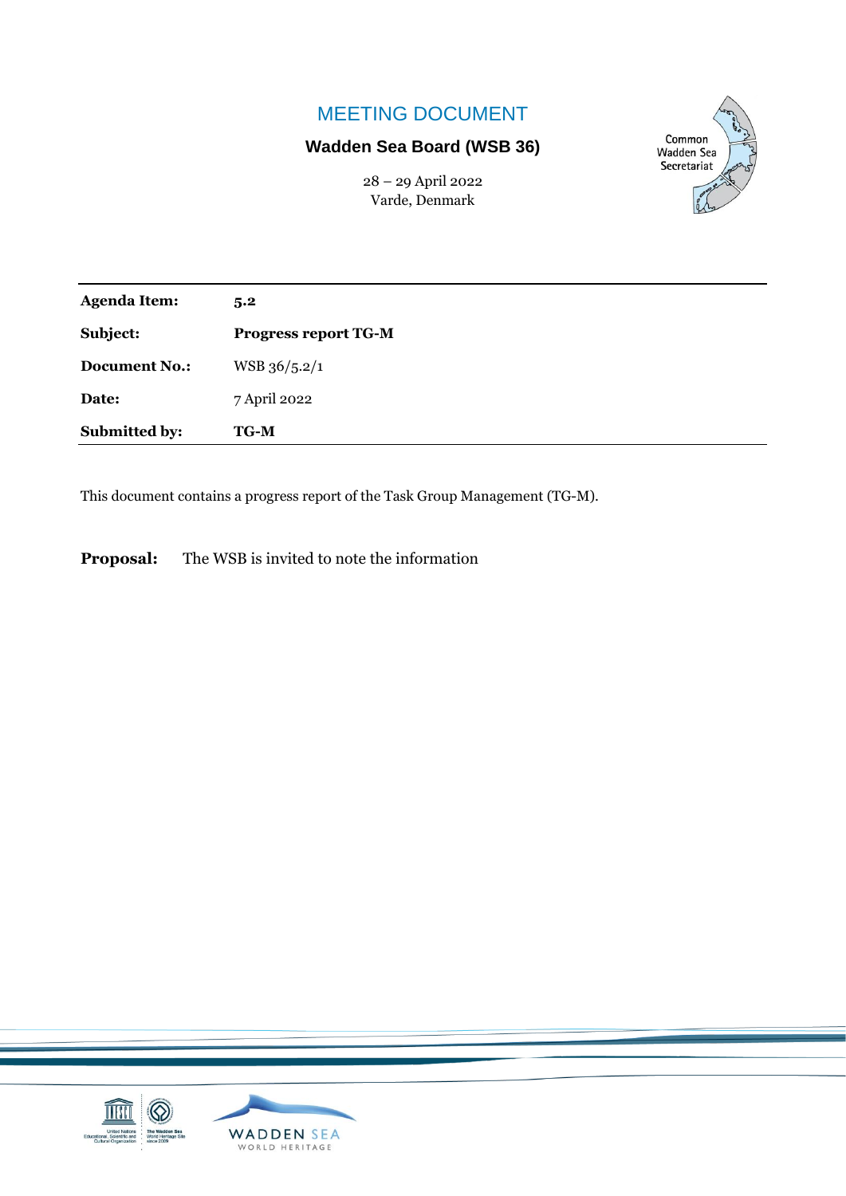# MEETING DOCUMENT

## Wadden Sea Board (WSB 36)

28 – 29 April 2022
Varde, Denmark

| | |
|---|---|
| **Agenda Item:** | **5.2** |
| **Subject:** | **Progress report TG-M** |
| **Document No.:** | WSB 36/5.2/1 |
| **Date:** | 7 April 2022 |
| **Submitted by:** | **TG-M** |

This document contains a progress report of the Task Group Management (TG-M).

**Proposal:** The WSB is invited to note the information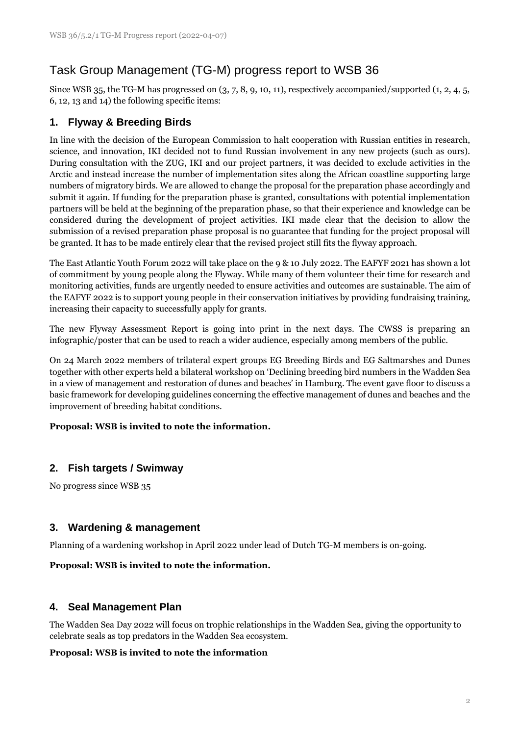# Task Group Management (TG-M) progress report to WSB 36

Since WSB 35, the TG-M has progressed on (3, 7, 8, 9, 10, 11), respectively accompanied/supported (1, 2, 4, 5, 6, 12, 13 and 14) the following specific items:

## 1. Flyway & Breeding Birds

In line with the decision of the European Commission to halt cooperation with Russian entities in research, science, and innovation, IKI decided not to fund Russian involvement in any new projects (such as ours). During consultation with the ZUG, IKI and our project partners, it was decided to exclude activities in the Arctic and instead increase the number of implementation sites along the African coastline supporting large numbers of migratory birds. We are allowed to change the proposal for the preparation phase accordingly and submit it again. If funding for the preparation phase is granted, consultations with potential implementation partners will be held at the beginning of the preparation phase, so that their experience and knowledge can be considered during the development of project activities. IKI made clear that the decision to allow the submission of a revised preparation phase proposal is no guarantee that funding for the project proposal will be granted. It has to be made entirely clear that the revised project still fits the flyway approach.

The East Atlantic Youth Forum 2022 will take place on the 9 & 10 July 2022. The EAFYF 2021 has shown a lot of commitment by young people along the Flyway. While many of them volunteer their time for research and monitoring activities, funds are urgently needed to ensure activities and outcomes are sustainable. The aim of the EAFYF 2022 is to support young people in their conservation initiatives by providing fundraising training, increasing their capacity to successfully apply for grants.

The new Flyway Assessment Report is going into print in the next days. The CWSS is preparing an infographic/poster that can be used to reach a wider audience, especially among members of the public.

On 24 March 2022 members of trilateral expert groups EG Breeding Birds and EG Saltmarshes and Dunes together with other experts held a bilateral workshop on 'Declining breeding bird numbers in the Wadden Sea in a view of management and restoration of dunes and beaches' in Hamburg. The event gave floor to discuss a basic framework for developing guidelines concerning the effective management of dunes and beaches and the improvement of breeding habitat conditions.

**Proposal: WSB is invited to note the information.**

## 2. Fish targets / Swimway

No progress since WSB 35

## 3. Wardening & management

Planning of a wardening workshop in April 2022 under lead of Dutch TG-M members is on-going.

**Proposal: WSB is invited to note the information.**

## 4. Seal Management Plan

The Wadden Sea Day 2022 will focus on trophic relationships in the Wadden Sea, giving the opportunity to celebrate seals as top predators in the Wadden Sea ecosystem.

**Proposal: WSB is invited to note the information**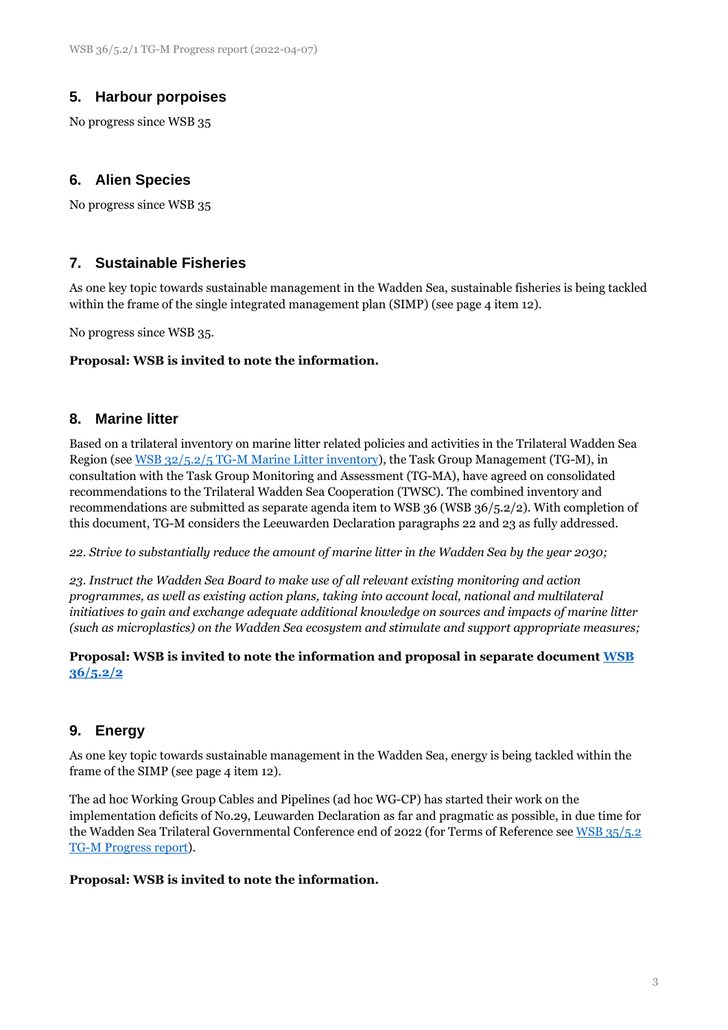## 5. Harbour porpoises

No progress since WSB 35

## 6. Alien Species

No progress since WSB 35

## 7. Sustainable Fisheries

As one key topic towards sustainable management in the Wadden Sea, sustainable fisheries is being tackled within the frame of the single integrated management plan (SIMP) (see page 4 item 12).

No progress since WSB 35.

**Proposal: WSB is invited to note the information.**

## 8. Marine litter

Based on a trilateral inventory on marine litter related policies and activities in the Trilateral Wadden Sea Region (see [WSB 32/5.2/5 TG-M Marine Litter inventory](#)), the Task Group Management (TG-M), in consultation with the Task Group Monitoring and Assessment (TG-MA), have agreed on consolidated recommendations to the Trilateral Wadden Sea Cooperation (TWSC). The combined inventory and recommendations are submitted as separate agenda item to WSB 36 (WSB 36/5.2/2). With completion of this document, TG-M considers the Leeuwarden Declaration paragraphs 22 and 23 as fully addressed.

*22. Strive to substantially reduce the amount of marine litter in the Wadden Sea by the year 2030;*

*23. Instruct the Wadden Sea Board to make use of all relevant existing monitoring and action programmes, as well as existing action plans, taking into account local, national and multilateral initiatives to gain and exchange adequate additional knowledge on sources and impacts of marine litter (such as microplastics) on the Wadden Sea ecosystem and stimulate and support appropriate measures;*

**Proposal: WSB is invited to note the information and proposal in separate document [WSB 36/5.2/2](#)**

## 9. Energy

As one key topic towards sustainable management in the Wadden Sea, energy is being tackled within the frame of the SIMP (see page 4 item 12).

The ad hoc Working Group Cables and Pipelines (ad hoc WG-CP) has started their work on the implementation deficits of No.29, Leuwarden Declaration as far and pragmatic as possible, in due time for the Wadden Sea Trilateral Governmental Conference end of 2022 (for Terms of Reference see [WSB 35/5.2 TG-M Progress report](#)).

**Proposal: WSB is invited to note the information.**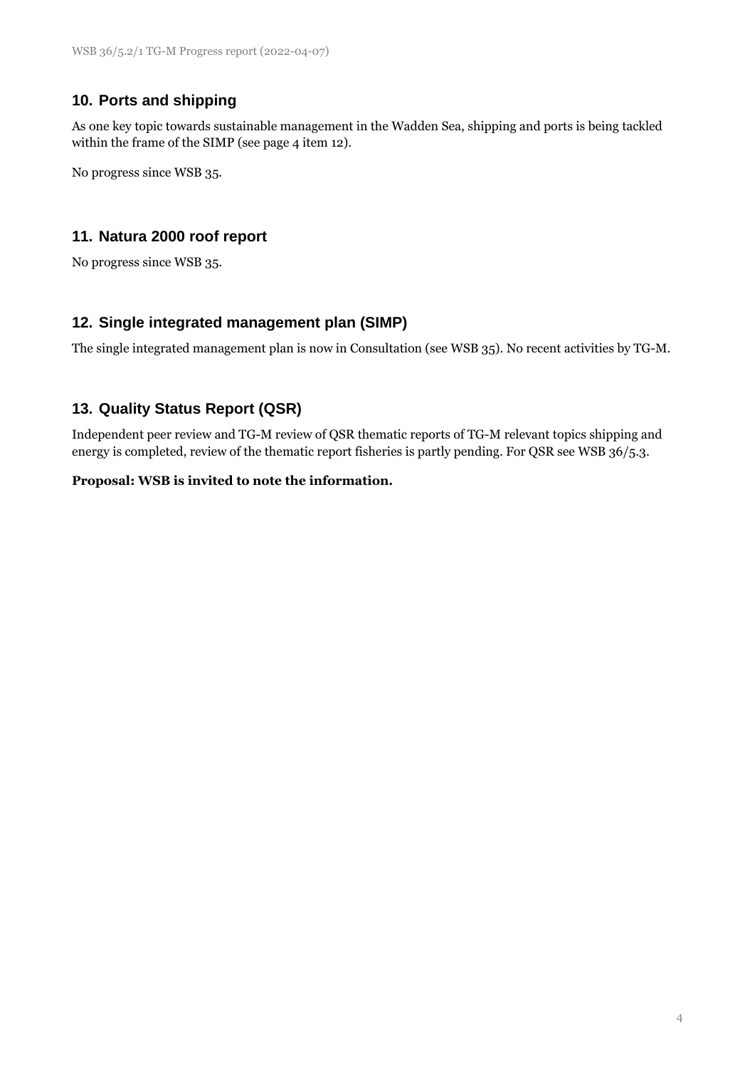## 10. Ports and shipping

As one key topic towards sustainable management in the Wadden Sea, shipping and ports is being tackled within the frame of the SIMP (see page 4 item 12).

No progress since WSB 35.

## 11. Natura 2000 roof report

No progress since WSB 35.

## 12. Single integrated management plan (SIMP)

The single integrated management plan is now in Consultation (see WSB 35). No recent activities by TG-M.

## 13. Quality Status Report (QSR)

Independent peer review and TG-M review of QSR thematic reports of TG-M relevant topics shipping and energy is completed, review of the thematic report fisheries is partly pending. For QSR see WSB 36/5.3.

**Proposal: WSB is invited to note the information.**